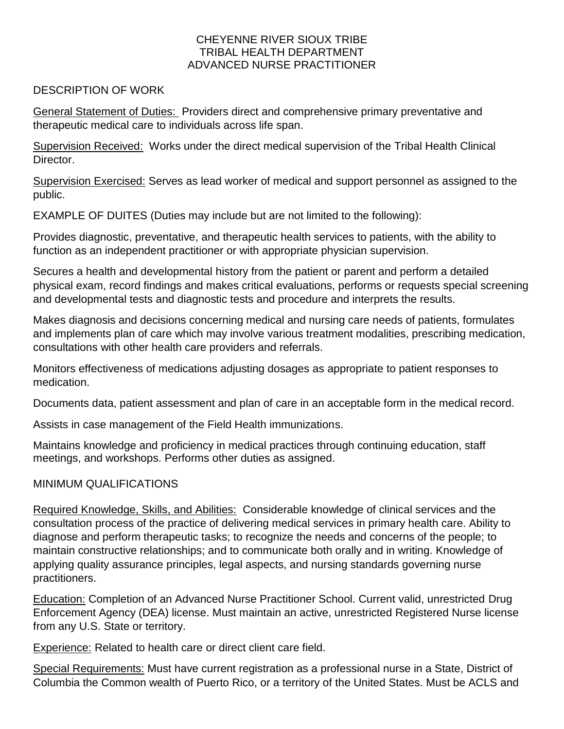# CHEYENNE RIVER SIOUX TRIBE
# TRIBAL HEALTH DEPARTMENT
# ADVANCED NURSE PRACTITIONER

## DESCRIPTION OF WORK

<u>General Statement of Duties:</u> Providers direct and comprehensive primary preventative and therapeutic medical care to individuals across life span.

<u>Supervision Received:</u> Works under the direct medical supervision of the Tribal Health Clinical Director.

<u>Supervision Exercised:</u> Serves as lead worker of medical and support personnel as assigned to the public.

EXAMPLE OF DUITES (Duties may include but are not limited to the following):

Provides diagnostic, preventative, and therapeutic health services to patients, with the ability to function as an independent practitioner or with appropriate physician supervision.

Secures a health and developmental history from the patient or parent and perform a detailed physical exam, record findings and makes critical evaluations, performs or requests special screening and developmental tests and diagnostic tests and procedure and interprets the results.

Makes diagnosis and decisions concerning medical and nursing care needs of patients, formulates and implements plan of care which may involve various treatment modalities, prescribing medication, consultations with other health care providers and referrals.

Monitors effectiveness of medications adjusting dosages as appropriate to patient responses to medication.

Documents data, patient assessment and plan of care in an acceptable form in the medical record.

Assists in case management of the Field Health immunizations.

Maintains knowledge and proficiency in medical practices through continuing education, staff meetings, and workshops. Performs other duties as assigned.

## MINIMUM QUALIFICATIONS

<u>Required Knowledge, Skills, and Abilities:</u> Considerable knowledge of clinical services and the consultation process of the practice of delivering medical services in primary health care. Ability to diagnose and perform therapeutic tasks; to recognize the needs and concerns of the people; to maintain constructive relationships; and to communicate both orally and in writing. Knowledge of applying quality assurance principles, legal aspects, and nursing standards governing nurse practitioners.

<u>Education:</u> Completion of an Advanced Nurse Practitioner School. Current valid, unrestricted Drug Enforcement Agency (DEA) license. Must maintain an active, unrestricted Registered Nurse license from any U.S. State or territory.

<u>Experience:</u> Related to health care or direct client care field.

<u>Special Requirements:</u> Must have current registration as a professional nurse in a State, District of Columbia the Common wealth of Puerto Rico, or a territory of the United States. Must be ACLS and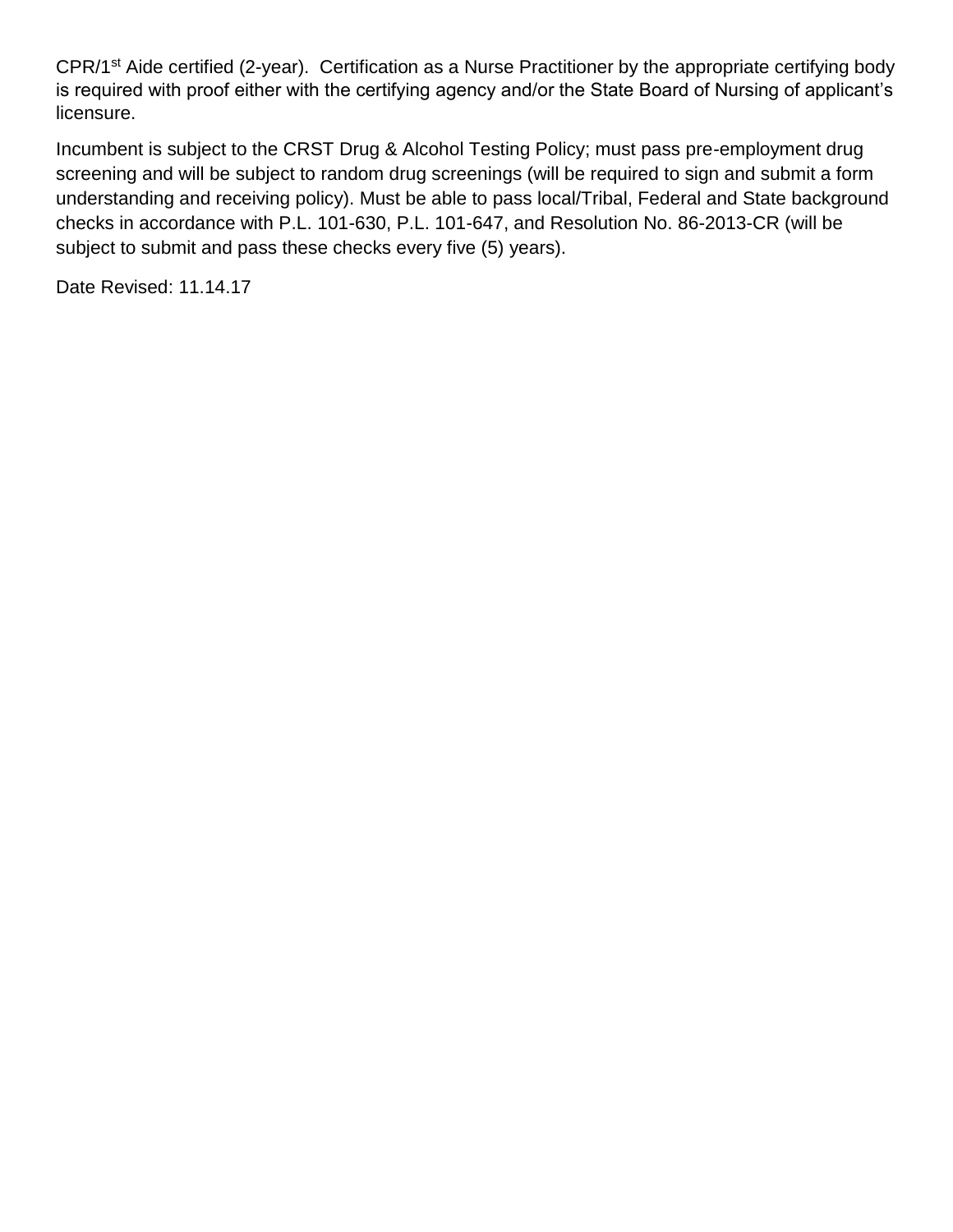CPR/1st Aide certified (2-year). Certification as a Nurse Practitioner by the appropriate certifying body is required with proof either with the certifying agency and/or the State Board of Nursing of applicant's licensure.

Incumbent is subject to the CRST Drug & Alcohol Testing Policy; must pass pre-employment drug screening and will be subject to random drug screenings (will be required to sign and submit a form understanding and receiving policy). Must be able to pass local/Tribal, Federal and State background checks in accordance with P.L. 101-630, P.L. 101-647, and Resolution No. 86-2013-CR (will be subject to submit and pass these checks every five (5) years).

Date Revised: 11.14.17